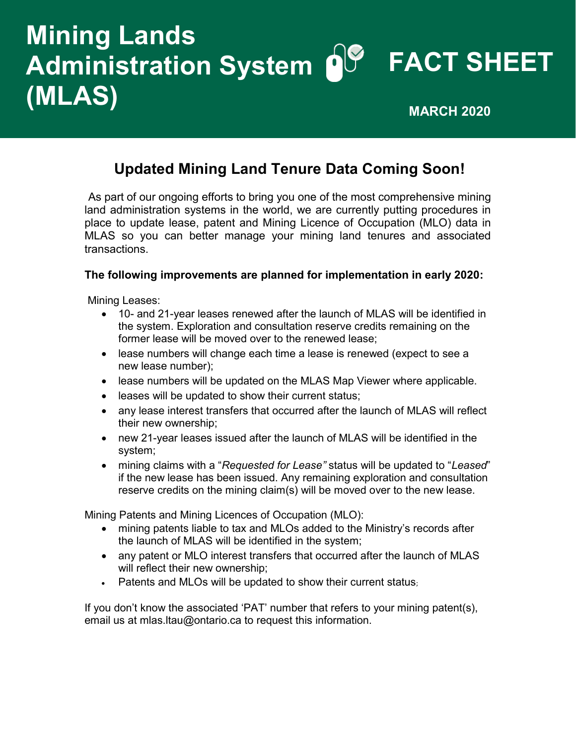# Mining Lands Administration System (MLAS)

# FACT SHEET

**MARCH 2020**

## Updated Mining Land Tenure Data Coming Soon!

As part of our ongoing efforts to bring you one of the most comprehensive mining land administration systems in the world, we are currently putting procedures in place to update lease, patent and Mining Licence of Occupation (MLO) data in MLAS so you can better manage your mining land tenures and associated transactions.

**The following improvements are planned for implementation in early 2020:**

Mining Leases:

- 10- and 21-year leases renewed after the launch of MLAS will be identified in the system. Exploration and consultation reserve credits remaining on the former lease will be moved over to the renewed lease;
- lease numbers will change each time a lease is renewed (expect to see a new lease number);
- lease numbers will be updated on the MLAS Map Viewer where applicable.
- leases will be updated to show their current status;
- any lease interest transfers that occurred after the launch of MLAS will reflect their new ownership;
- new 21-year leases issued after the launch of MLAS will be identified in the system;
- mining claims with a "*Requested for Lease"* status will be updated to "*Leased*" if the new lease has been issued. Any remaining exploration and consultation reserve credits on the mining claim(s) will be moved over to the new lease.

Mining Patents and Mining Licences of Occupation (MLO):

- mining patents liable to tax and MLOs added to the Ministry's records after the launch of MLAS will be identified in the system;
- any patent or MLO interest transfers that occurred after the launch of MLAS will reflect their new ownership;
- Patents and MLOs will be updated to show their current status;

If you don't know the associated 'PAT' number that refers to your mining patent(s), email us at mlas.ltau@ontario.ca to request this information.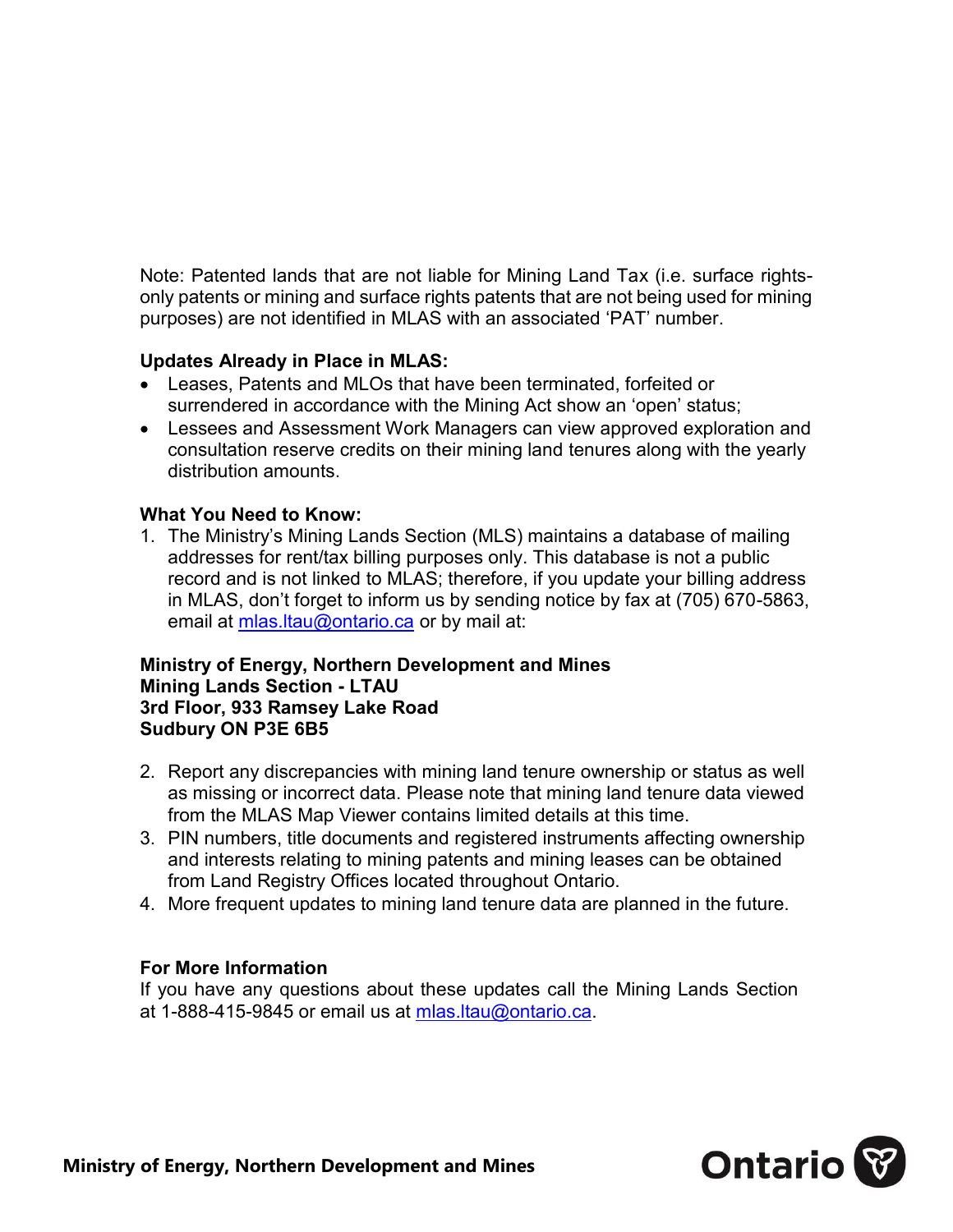Note: Patented lands that are not liable for Mining Land Tax (i.e. surface rights-only patents or mining and surface rights patents that are not being used for mining purposes) are not identified in MLAS with an associated 'PAT' number.

**Updates Already in Place in MLAS:**

- Leases, Patents and MLOs that have been terminated, forfeited or surrendered in accordance with the Mining Act show an 'open' status;
- Lessees and Assessment Work Managers can view approved exploration and consultation reserve credits on their mining land tenures along with the yearly distribution amounts.

**What You Need to Know:**

1. The Ministry's Mining Lands Section (MLS) maintains a database of mailing addresses for rent/tax billing purposes only. This database is not a public record and is not linked to MLAS; therefore, if you update your billing address in MLAS, don't forget to inform us by sending notice by fax at (705) 670-5863, email at mlas.ltau@ontario.ca or by mail at:

**Ministry of Energy, Northern Development and Mines**
**Mining Lands Section - LTAU**
**3rd Floor, 933 Ramsey Lake Road**
**Sudbury ON P3E 6B5**

2. Report any discrepancies with mining land tenure ownership or status as well as missing or incorrect data. Please note that mining land tenure data viewed from the MLAS Map Viewer contains limited details at this time.
3. PIN numbers, title documents and registered instruments affecting ownership and interests relating to mining patents and mining leases can be obtained from Land Registry Offices located throughout Ontario.
4. More frequent updates to mining land tenure data are planned in the future.

**For More Information**

If you have any questions about these updates call the Mining Lands Section at 1-888-415-9845 or email us at mlas.ltau@ontario.ca.